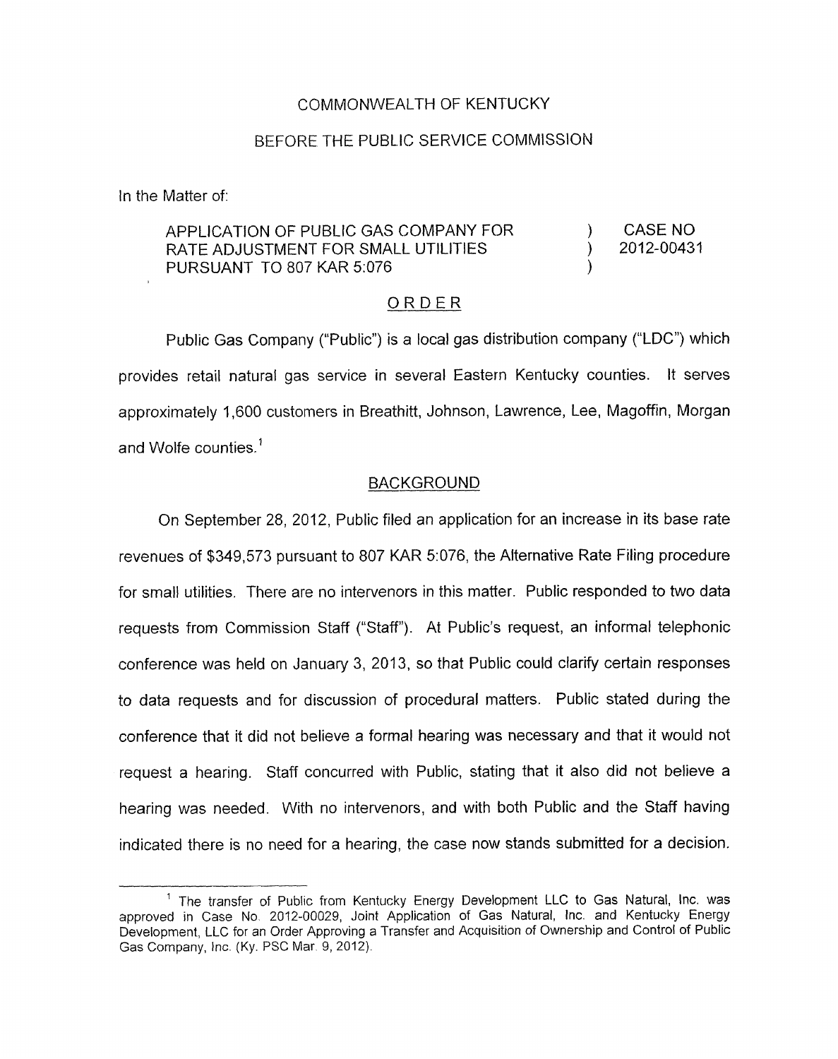COMMONWEALTH OF KENTUCKY

BEFORE THE PUBLIC SERVICE COMMISSION

In the Matter of:

| | | |
|---|---|---|
| APPLICATION OF PUBLIC GAS COMPANY FOR RATE ADJUSTMENT FOR SMALL UTILITIES PURSUANT TO 807 KAR 5:076 | ) ) ) | CASE NO 2012-00431 |

## ORDER

Public Gas Company ("Public") is a local gas distribution company ("LDC") which provides retail natural gas service in several Eastern Kentucky counties. It serves approximately 1,600 customers in Breathitt, Johnson, Lawrence, Lee, Magoffin, Morgan and Wolfe counties.[1]

## BACKGROUND

On September 28, 2012, Public filed an application for an increase in its base rate revenues of $349,573 pursuant to 807 KAR 5:076, the Alternative Rate Filing procedure for small utilities. There are no intervenors in this matter. Public responded to two data requests from Commission Staff ("Staff"). At Public's request, an informal telephonic conference was held on January 3, 2013, so that Public could clarify certain responses to data requests and for discussion of procedural matters. Public stated during the conference that it did not believe a formal hearing was necessary and that it would not request a hearing. Staff concurred with Public, stating that it also did not believe a hearing was needed. With no intervenors, and with both Public and the Staff having indicated there is no need for a hearing, the case now stands submitted for a decision.

[1] The transfer of Public from Kentucky Energy Development LLC to Gas Natural, Inc. was approved in Case No. 2012-00029, Joint Application of Gas Natural, Inc. and Kentucky Energy Development, LLC for an Order Approving a Transfer and Acquisition of Ownership and Control of Public Gas Company, Inc. (Ky. PSC Mar. 9, 2012).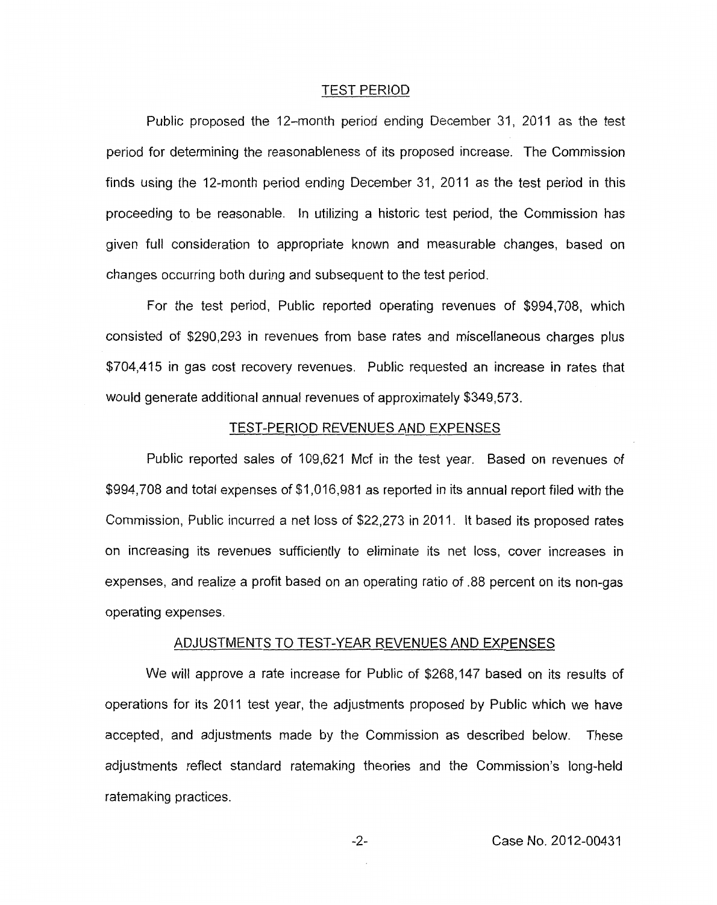## TEST PERIOD

Public proposed the 12–month period ending December 31, 2011 as the test period for determining the reasonableness of its proposed increase. The Commission finds using the 12-month period ending December 31, 2011 as the test period in this proceeding to be reasonable. In utilizing a historic test period, the Commission has given full consideration to appropriate known and measurable changes, based on changes occurring both during and subsequent to the test period.

For the test period, Public reported operating revenues of $994,708, which consisted of $290,293 in revenues from base rates and miscellaneous charges plus $704,415 in gas cost recovery revenues. Public requested an increase in rates that would generate additional annual revenues of approximately $349,573.

## TEST-PERIOD REVENUES AND EXPENSES

Public reported sales of 109,621 Mcf in the test year. Based on revenues of $994,708 and total expenses of $1,016,981 as reported in its annual report filed with the Commission, Public incurred a net loss of $22,273 in 2011. It based its proposed rates on increasing its revenues sufficiently to eliminate its net loss, cover increases in expenses, and realize a profit based on an operating ratio of .88 percent on its non-gas operating expenses.

## ADJUSTMENTS TO TEST-YEAR REVENUES AND EXPENSES

We will approve a rate increase for Public of $268,147 based on its results of operations for its 2011 test year, the adjustments proposed by Public which we have accepted, and adjustments made by the Commission as described below. These adjustments reflect standard ratemaking theories and the Commission's long-held ratemaking practices.

Case No. 2012-00431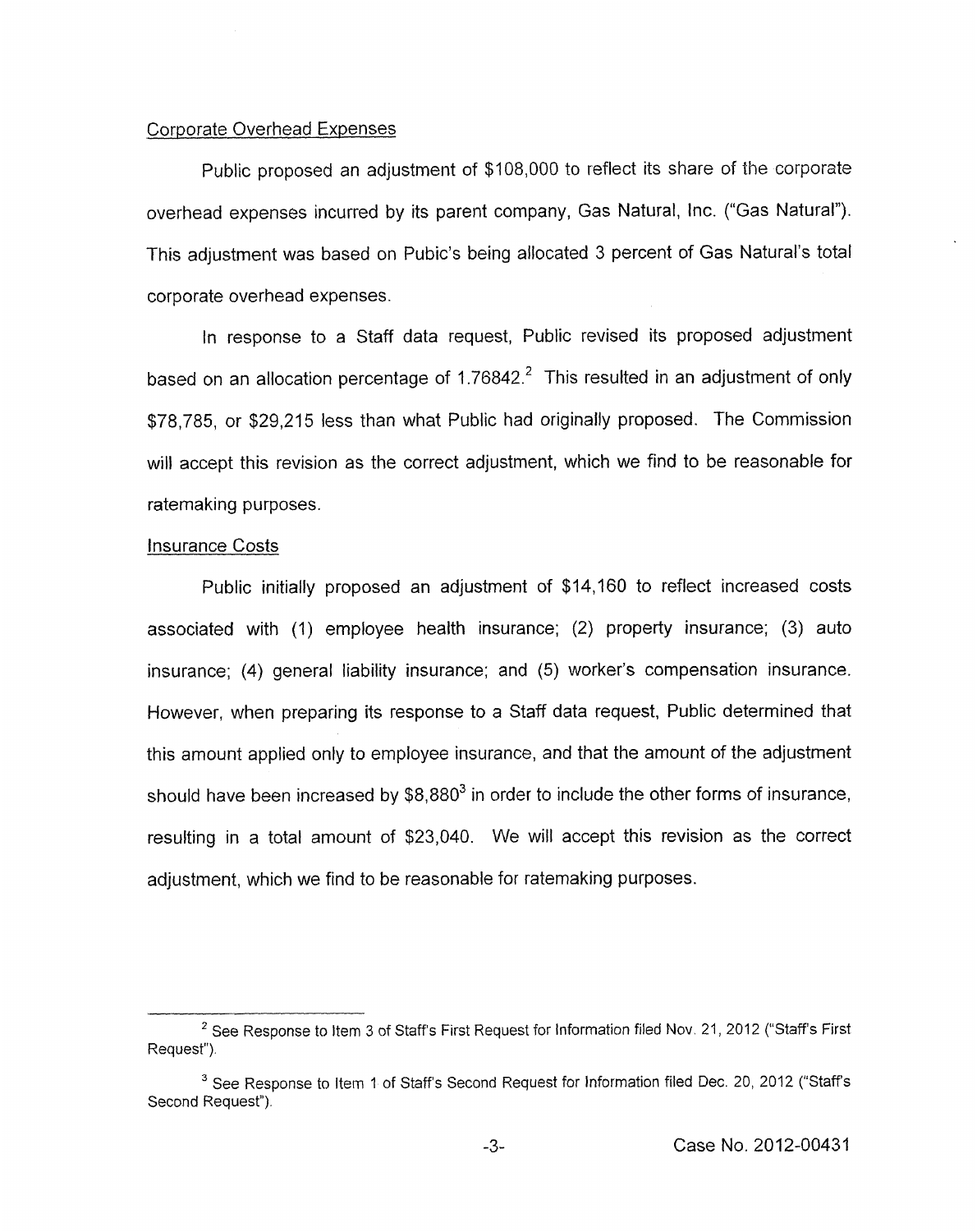Corporate Overhead Expenses

Public proposed an adjustment of $108,000 to reflect its share of the corporate overhead expenses incurred by its parent company, Gas Natural, Inc. ("Gas Natural"). This adjustment was based on Pubic's being allocated 3 percent of Gas Natural's total corporate overhead expenses.

In response to a Staff data request, Public revised its proposed adjustment based on an allocation percentage of 1.76842.[2] This resulted in an adjustment of only $78,785, or $29,215 less than what Public had originally proposed. The Commission will accept this revision as the correct adjustment, which we find to be reasonable for ratemaking purposes.

Insurance Costs

Public initially proposed an adjustment of $14,160 to reflect increased costs associated with (1) employee health insurance; (2) property insurance; (3) auto insurance; (4) general liability insurance; and (5) worker's compensation insurance. However, when preparing its response to a Staff data request, Public determined that this amount applied only to employee insurance, and that the amount of the adjustment should have been increased by $8,880[3] in order to include the other forms of insurance, resulting in a total amount of $23,040. We will accept this revision as the correct adjustment, which we find to be reasonable for ratemaking purposes.

---

[2] See Response to Item 3 of Staff's First Request for Information filed Nov. 21, 2012 ("Staff's First Request").

[3] See Response to Item 1 of Staff's Second Request for Information filed Dec. 20, 2012 ("Staff's Second Request").

Case No. 2012-00431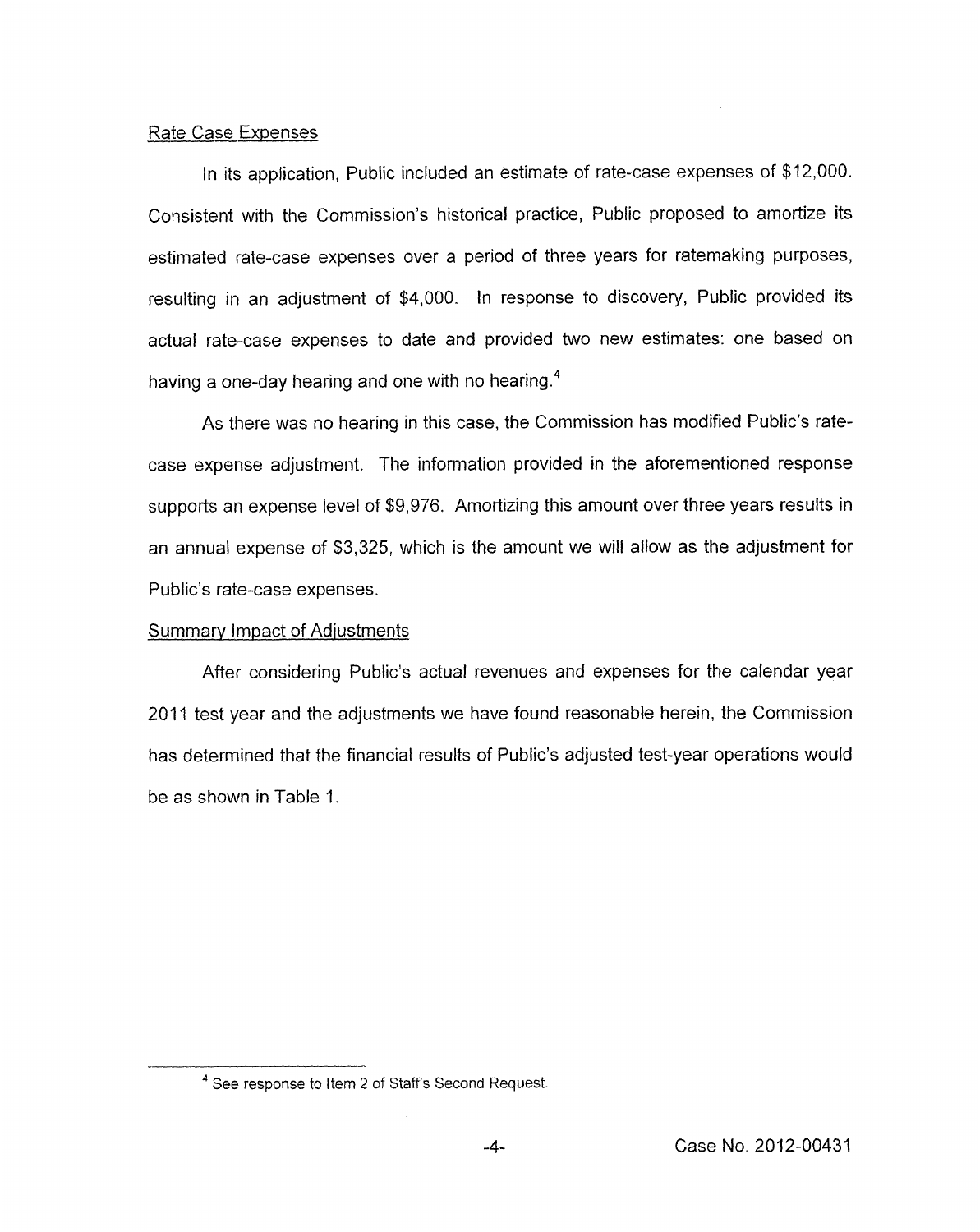Rate Case Expenses

In its application, Public included an estimate of rate-case expenses of $12,000. Consistent with the Commission's historical practice, Public proposed to amortize its estimated rate-case expenses over a period of three years for ratemaking purposes, resulting in an adjustment of $4,000. In response to discovery, Public provided its actual rate-case expenses to date and provided two new estimates: one based on having a one-day hearing and one with no hearing.[4]

As there was no hearing in this case, the Commission has modified Public's rate-case expense adjustment. The information provided in the aforementioned response supports an expense level of $9,976. Amortizing this amount over three years results in an annual expense of $3,325, which is the amount we will allow as the adjustment for Public's rate-case expenses.

Summary Impact of Adjustments

After considering Public's actual revenues and expenses for the calendar year 2011 test year and the adjustments we have found reasonable herein, the Commission has determined that the financial results of Public's adjusted test-year operations would be as shown in Table 1.

[4] See response to Item 2 of Staff's Second Request.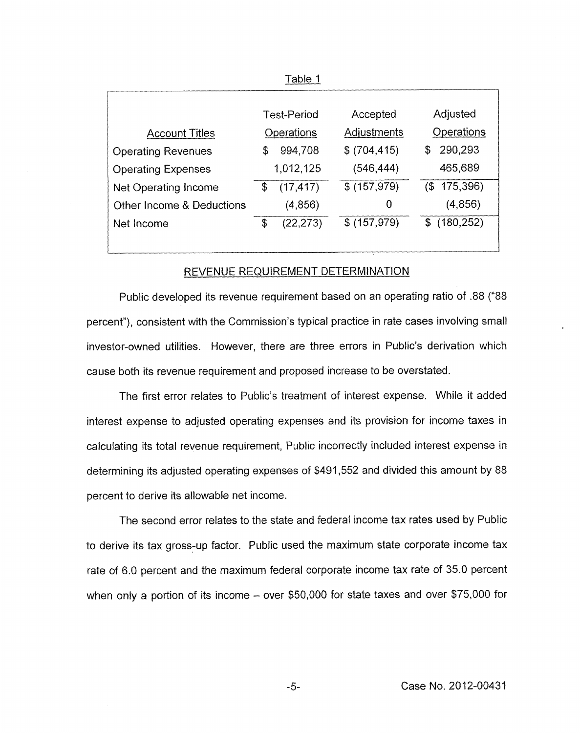Table 1

| Account Titles | Test-Period Operations | Accepted Adjustments | Adjusted Operations |
|---|---|---|---|
| Operating Revenues | $ 994,708 | $ (704,415) | $ 290,293 |
| Operating Expenses | 1,012,125 | (546,444) | 465,689 |
| Net Operating Income | $ (17,417) | $ (157,979) | ($ 175,396) |
| Other Income & Deductions | (4,856) | 0 | (4,856) |
| Net Income | $ (22,273) | $ (157,979) | $ (180,252) |

## REVENUE REQUIREMENT DETERMINATION

Public developed its revenue requirement based on an operating ratio of .88 ("88 percent"), consistent with the Commission's typical practice in rate cases involving small investor-owned utilities. However, there are three errors in Public's derivation which cause both its revenue requirement and proposed increase to be overstated.

The first error relates to Public's treatment of interest expense. While it added interest expense to adjusted operating expenses and its provision for income taxes in calculating its total revenue requirement, Public incorrectly included interest expense in determining its adjusted operating expenses of $491,552 and divided this amount by 88 percent to derive its allowable net income.

The second error relates to the state and federal income tax rates used by Public to derive its tax gross-up factor. Public used the maximum state corporate income tax rate of 6.0 percent and the maximum federal corporate income tax rate of 35.0 percent when only a portion of its income – over $50,000 for state taxes and over $75,000 for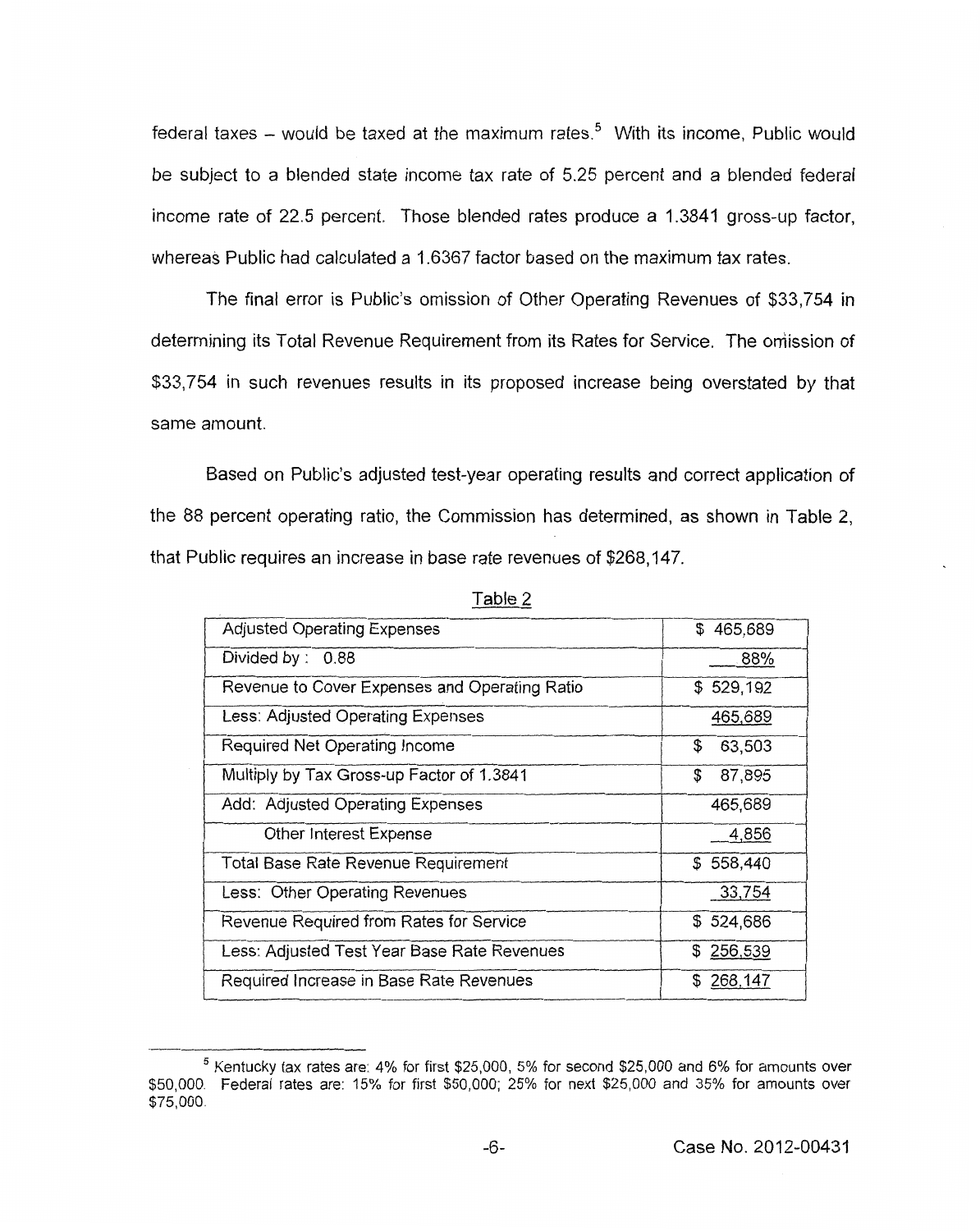federal taxes – would be taxed at the maximum rates.[5] With its income, Public would be subject to a blended state income tax rate of 5.25 percent and a blended federal income rate of 22.5 percent. Those blended rates produce a 1.3841 gross-up factor, whereas Public had calculated a 1.6367 factor based on the maximum tax rates.

The final error is Public's omission of Other Operating Revenues of $33,754 in determining its Total Revenue Requirement from its Rates for Service. The omission of $33,754 in such revenues results in its proposed increase being overstated by that same amount.

Based on Public's adjusted test-year operating results and correct application of the 88 percent operating ratio, the Commission has determined, as shown in Table 2, that Public requires an increase in base rate revenues of $268,147.

Table 2

| | |
|---|---|
| Adjusted Operating Expenses | $ 465,689 |
| Divided by : 0.88 | 88% |
| Revenue to Cover Expenses and Operating Ratio | $ 529,192 |
| Less: Adjusted Operating Expenses | 465,689 |
| Required Net Operating Income | $ 63,503 |
| Multiply by Tax Gross-up Factor of 1.3841 | $ 87,895 |
| Add: Adjusted Operating Expenses | 465,689 |
| Other Interest Expense | 4,856 |
| Total Base Rate Revenue Requirement | $ 558,440 |
| Less: Other Operating Revenues | 33,754 |
| Revenue Required from Rates for Service | $ 524,686 |
| Less: Adjusted Test Year Base Rate Revenues | $ 256,539 |
| Required Increase in Base Rate Revenues | $ 268,147 |

[5] Kentucky tax rates are: 4% for first $25,000, 5% for second $25,000 and 6% for amounts over $50,000. Federal rates are: 15% for first $50,000; 25% for next $25,000 and 35% for amounts over $75,000.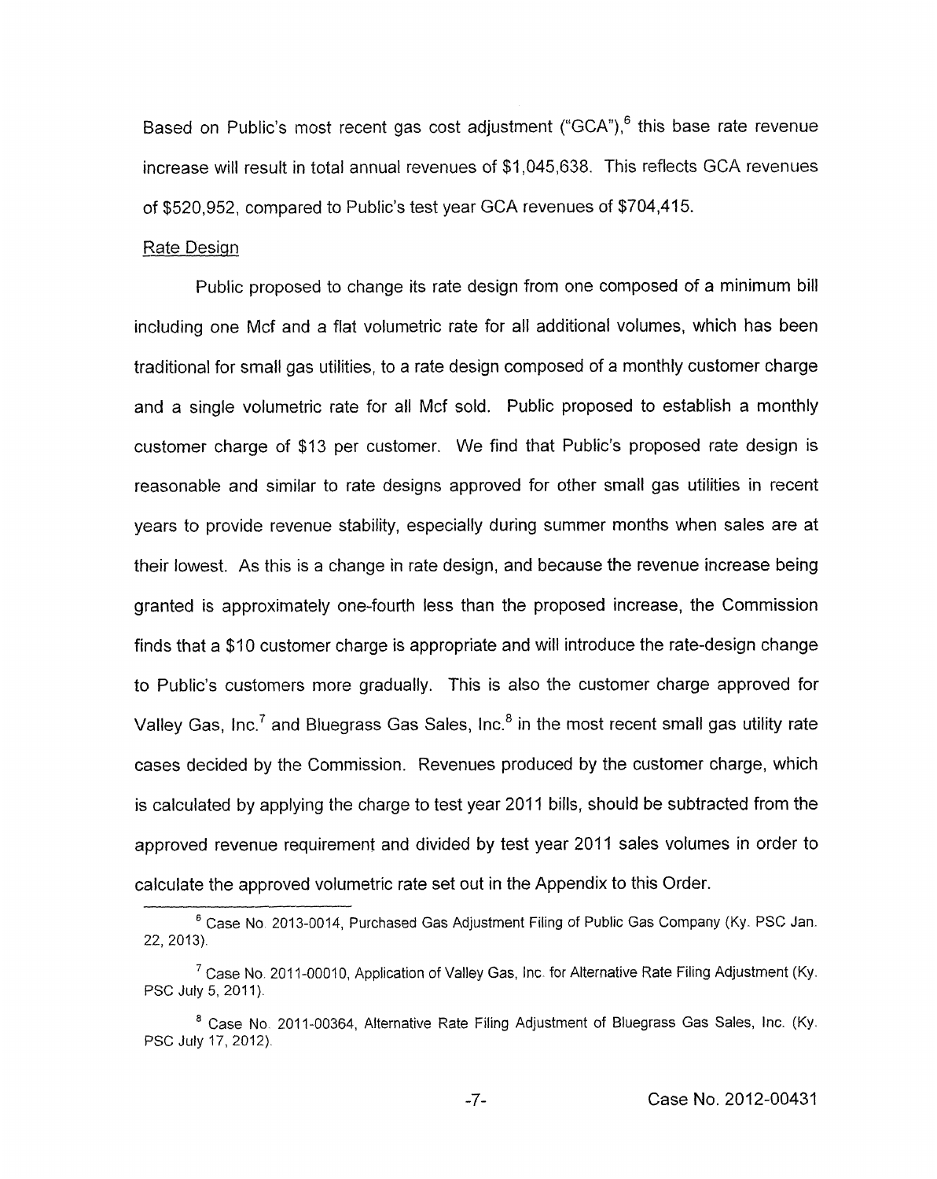Based on Public's most recent gas cost adjustment ("GCA"),[6] this base rate revenue increase will result in total annual revenues of $1,045,638. This reflects GCA revenues of $520,952, compared to Public's test year GCA revenues of $704,415.

Rate Design

Public proposed to change its rate design from one composed of a minimum bill including one Mcf and a flat volumetric rate for all additional volumes, which has been traditional for small gas utilities, to a rate design composed of a monthly customer charge and a single volumetric rate for all Mcf sold. Public proposed to establish a monthly customer charge of $13 per customer. We find that Public's proposed rate design is reasonable and similar to rate designs approved for other small gas utilities in recent years to provide revenue stability, especially during summer months when sales are at their lowest. As this is a change in rate design, and because the revenue increase being granted is approximately one-fourth less than the proposed increase, the Commission finds that a $10 customer charge is appropriate and will introduce the rate-design change to Public's customers more gradually. This is also the customer charge approved for Valley Gas, Inc.[7] and Bluegrass Gas Sales, Inc.[8] in the most recent small gas utility rate cases decided by the Commission. Revenues produced by the customer charge, which is calculated by applying the charge to test year 2011 bills, should be subtracted from the approved revenue requirement and divided by test year 2011 sales volumes in order to calculate the approved volumetric rate set out in the Appendix to this Order.

---

[6] Case No. 2013-0014, Purchased Gas Adjustment Filing of Public Gas Company (Ky. PSC Jan. 22, 2013).

[7] Case No. 2011-00010, Application of Valley Gas, Inc. for Alternative Rate Filing Adjustment (Ky. PSC July 5, 2011).

[8] Case No. 2011-00364, Alternative Rate Filing Adjustment of Bluegrass Gas Sales, Inc. (Ky. PSC July 17, 2012).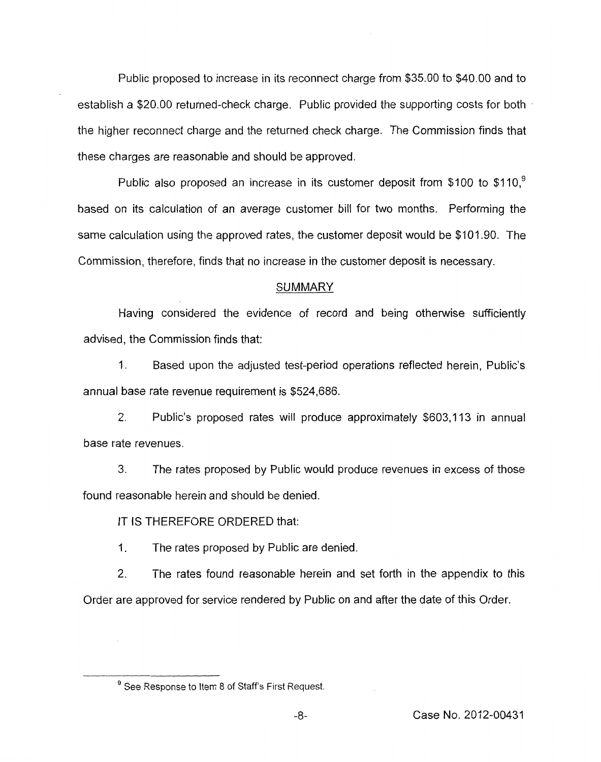Public proposed to increase in its reconnect charge from $35.00 to $40.00 and to establish a $20.00 returned-check charge. Public provided the supporting costs for both the higher reconnect charge and the returned check charge. The Commission finds that these charges are reasonable and should be approved.

Public also proposed an increase in its customer deposit from $100 to $110,[9] based on its calculation of an average customer bill for two months. Performing the same calculation using the approved rates, the customer deposit would be $101.90. The Commission, therefore, finds that no increase in the customer deposit is necessary.

## SUMMARY

Having considered the evidence of record and being otherwise sufficiently advised, the Commission finds that:

1. Based upon the adjusted test-period operations reflected herein, Public's annual base rate revenue requirement is $524,686.

2. Public's proposed rates will produce approximately $603,113 in annual base rate revenues.

3. The rates proposed by Public would produce revenues in excess of those found reasonable herein and should be denied.

IT IS THEREFORE ORDERED that:

1. The rates proposed by Public are denied.

2. The rates found reasonable herein and set forth in the appendix to this Order are approved for service rendered by Public on and after the date of this Order.

---

[9] See Response to Item 8 of Staff's First Request.

Case No. 2012-00431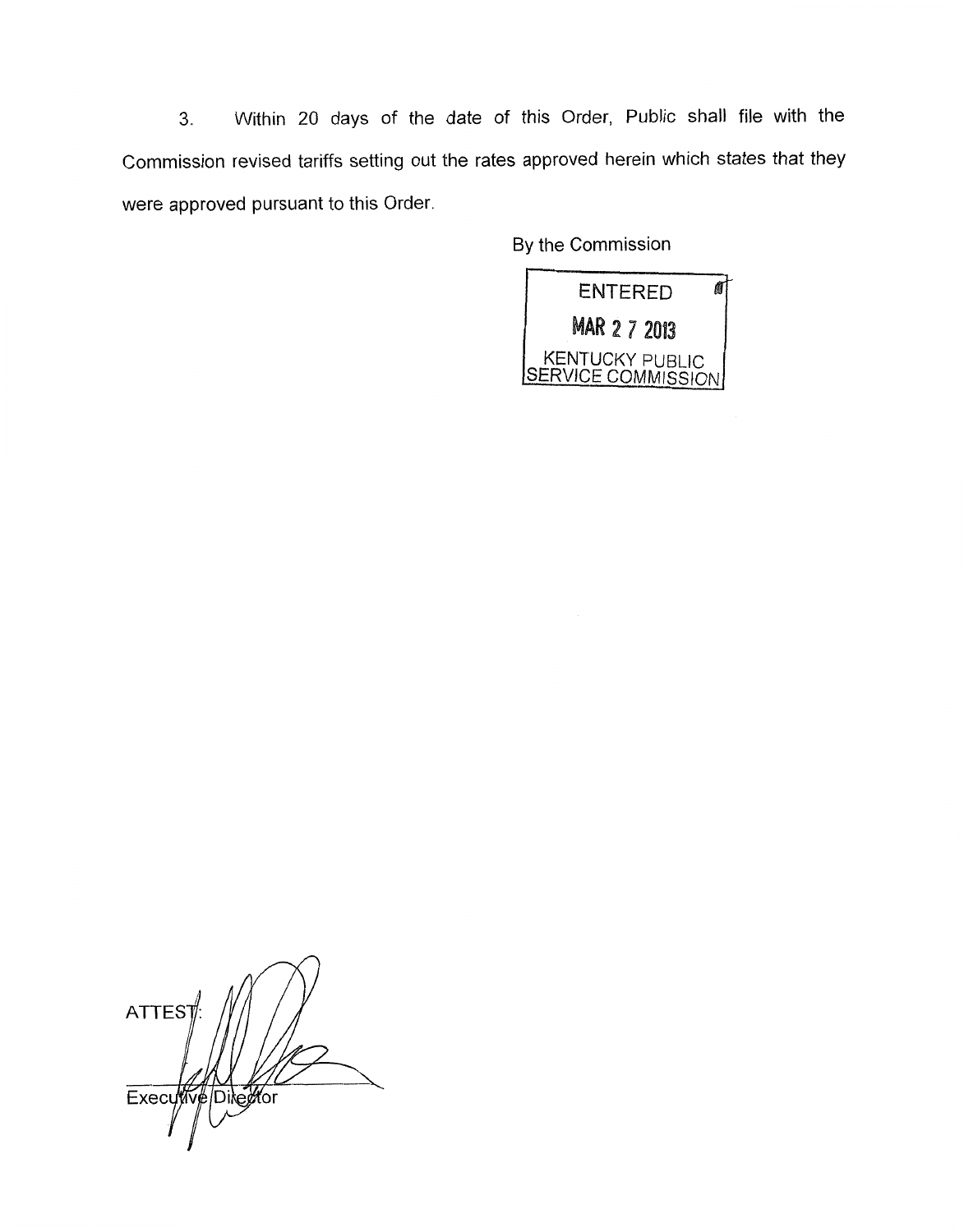3. Within 20 days of the date of this Order, Public shall file with the Commission revised tariffs setting out the rates approved herein which states that they were approved pursuant to this Order.

By the Commission

ENTERED

MAR 27 2013

KENTUCKY PUBLIC SERVICE COMMISSION

ATTEST:

Executive Director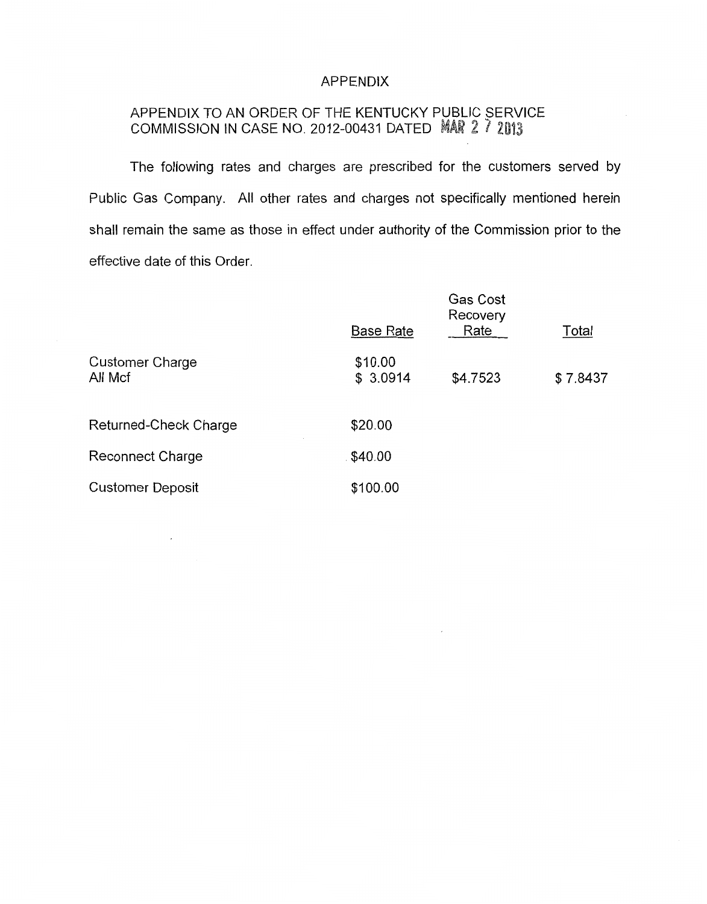# APPENDIX

## APPENDIX TO AN ORDER OF THE KENTUCKY PUBLIC SERVICE COMMISSION IN CASE NO. 2012-00431 DATED MAR 27 2013

The following rates and charges are prescribed for the customers served by Public Gas Company. All other rates and charges not specifically mentioned herein shall remain the same as those in effect under authority of the Commission prior to the effective date of this Order.

| | Base Rate | Gas Cost Recovery Rate | Total |
|---|---|---|---|
| Customer Charge | $10.00 | | |
| All Mcf | $ 3.0914 | $4.7523 | $ 7.8437 |
| Returned-Check Charge | $20.00 | | |
| Reconnect Charge | $40.00 | | |
| Customer Deposit | $100.00 | | |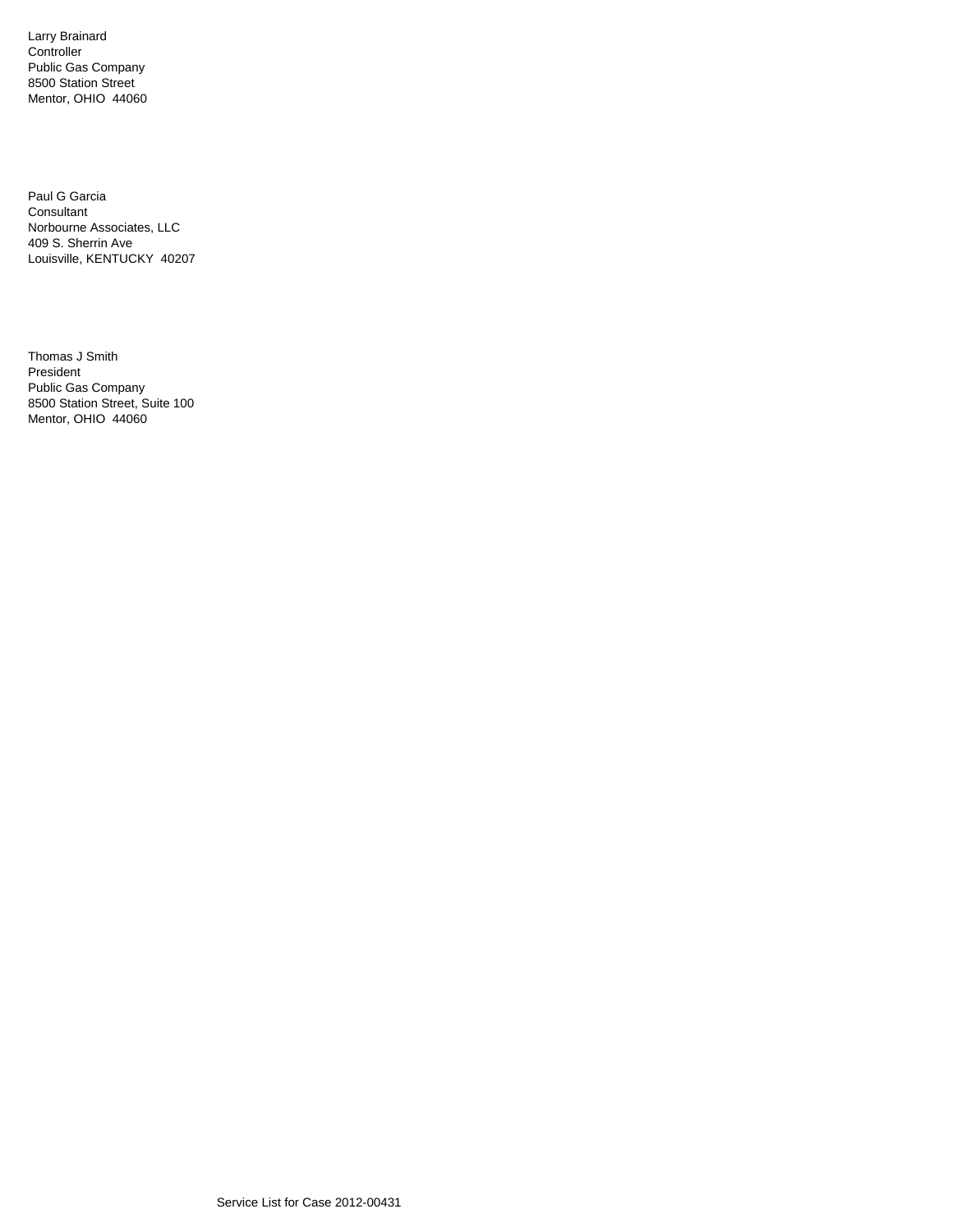Larry Brainard
Controller
Public Gas Company
8500 Station Street
Mentor, OHIO  44060

Paul G Garcia
Consultant
Norbourne Associates, LLC
409 S. Sherrin Ave
Louisville, KENTUCKY  40207

Thomas J Smith
President
Public Gas Company
8500 Station Street, Suite 100
Mentor, OHIO  44060

Service List for Case 2012-00431